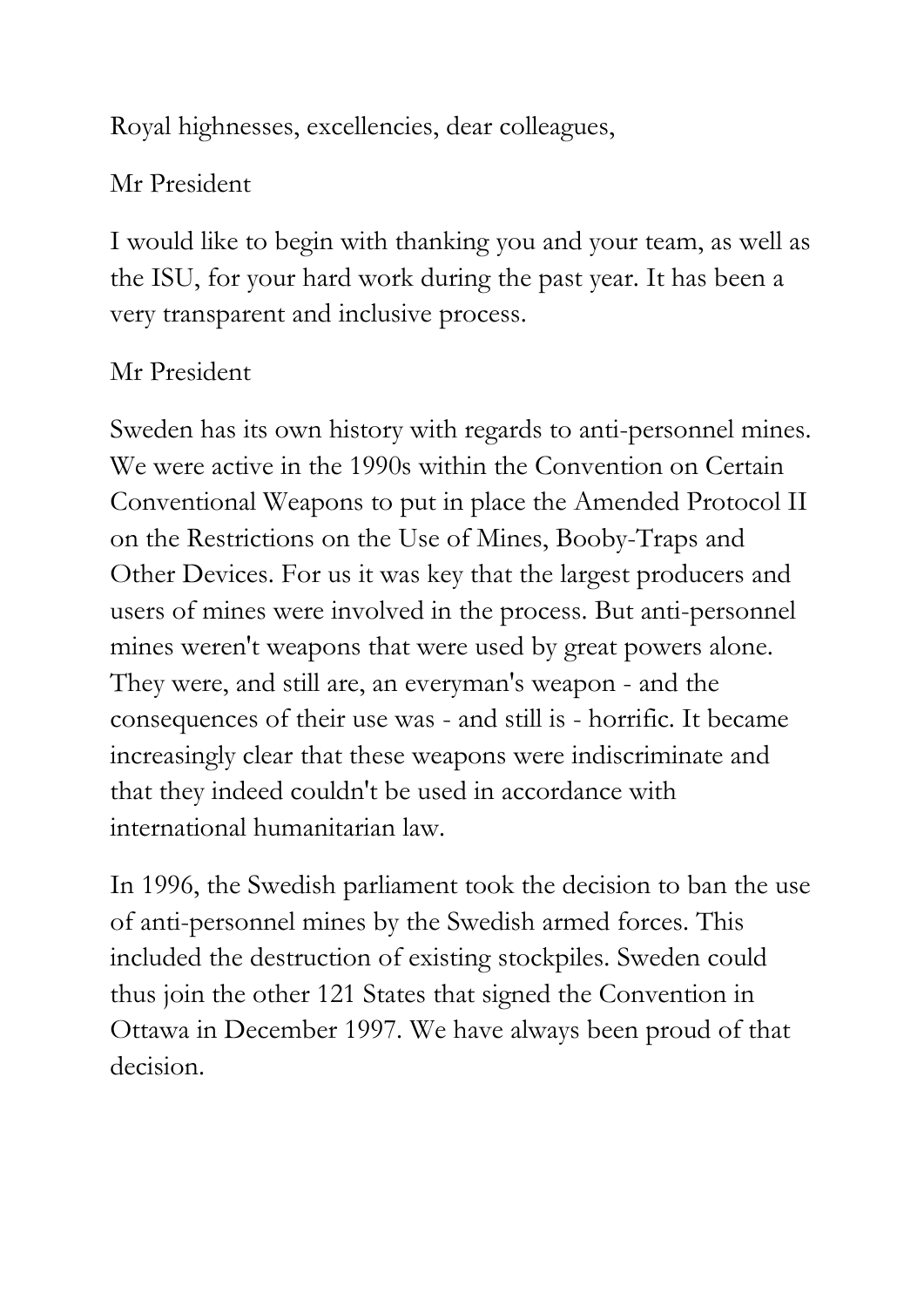Royal highnesses, excellencies, dear colleagues,

Mr President

I would like to begin with thanking you and your team, as well as the ISU, for your hard work during the past year. It has been a very transparent and inclusive process.

Mr President

Sweden has its own history with regards to anti-personnel mines. We were active in the 1990s within the Convention on Certain Conventional Weapons to put in place the Amended Protocol II on the Restrictions on the Use of Mines, Booby-Traps and Other Devices. For us it was key that the largest producers and users of mines were involved in the process. But anti-personnel mines weren't weapons that were used by great powers alone. They were, and still are, an everyman's weapon - and the consequences of their use was - and still is - horrific. It became increasingly clear that these weapons were indiscriminate and that they indeed couldn't be used in accordance with international humanitarian law.

In 1996, the Swedish parliament took the decision to ban the use of anti-personnel mines by the Swedish armed forces. This included the destruction of existing stockpiles. Sweden could thus join the other 121 States that signed the Convention in Ottawa in December 1997. We have always been proud of that decision.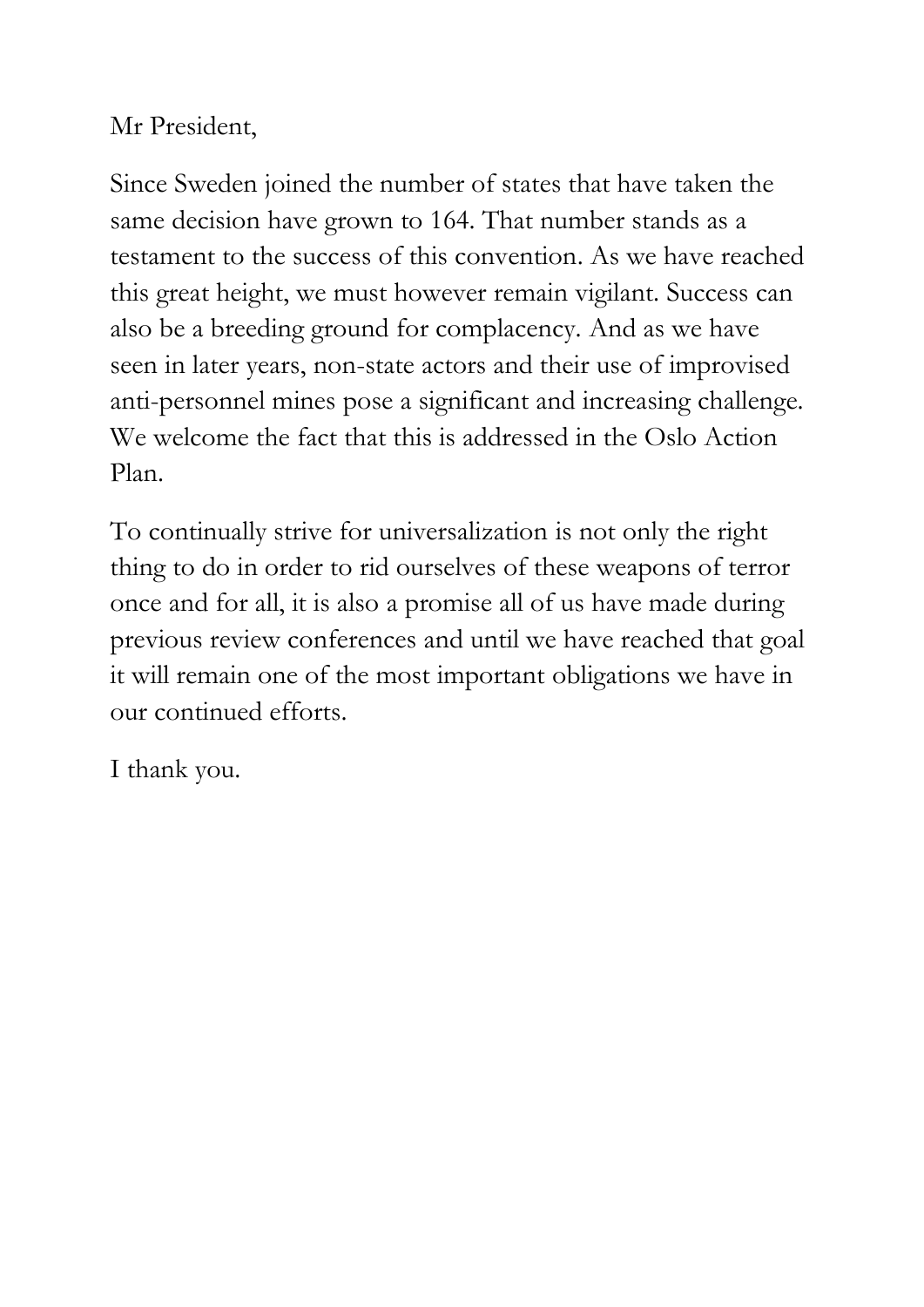Mr President,

Since Sweden joined the number of states that have taken the same decision have grown to 164. That number stands as a testament to the success of this convention. As we have reached this great height, we must however remain vigilant. Success can also be a breeding ground for complacency. And as we have seen in later years, non-state actors and their use of improvised anti-personnel mines pose a significant and increasing challenge. We welcome the fact that this is addressed in the Oslo Action Plan.

To continually strive for universalization is not only the right thing to do in order to rid ourselves of these weapons of terror once and for all, it is also a promise all of us have made during previous review conferences and until we have reached that goal it will remain one of the most important obligations we have in our continued efforts.

I thank you.